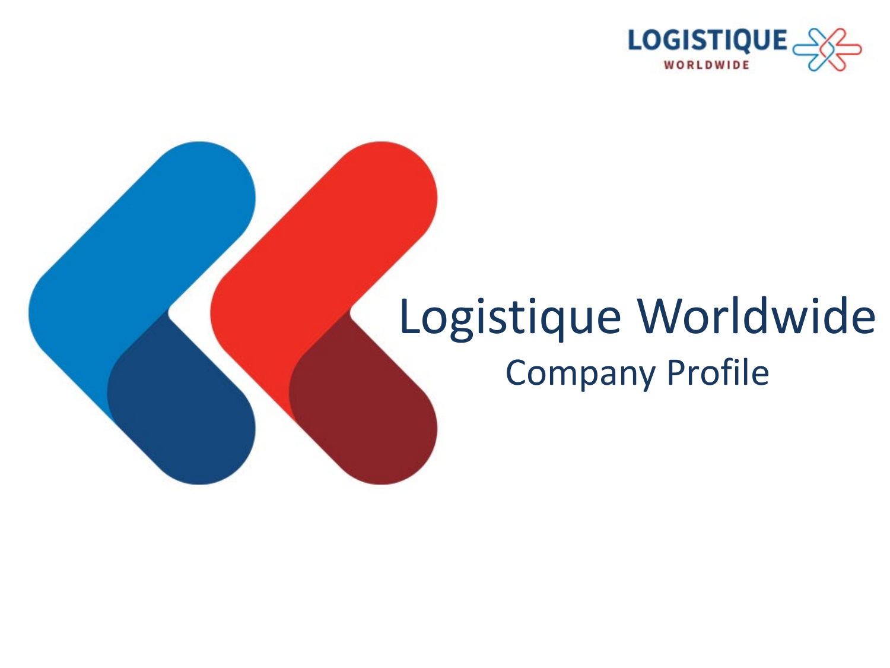# Logistique Worldwide

## Company Profile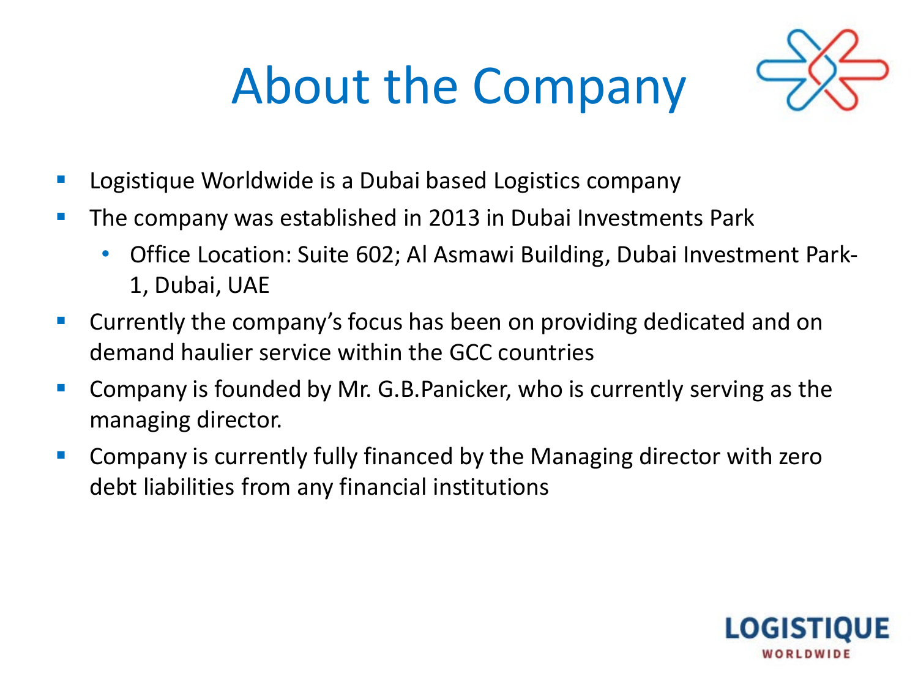# About the Company

- Logistique Worldwide is a Dubai based Logistics company
- The company was established in 2013 in Dubai Investments Park
  - Office Location: Suite 602; Al Asmawi Building, Dubai Investment Park-1, Dubai, UAE
- Currently the company's focus has been on providing dedicated and on demand haulier service within the GCC countries
- Company is founded by Mr. G.B.Panicker, who is currently serving as the managing director.
- Company is currently fully financed by the Managing director with zero debt liabilities from any financial institutions

LOGISTIQUE
WORLDWIDE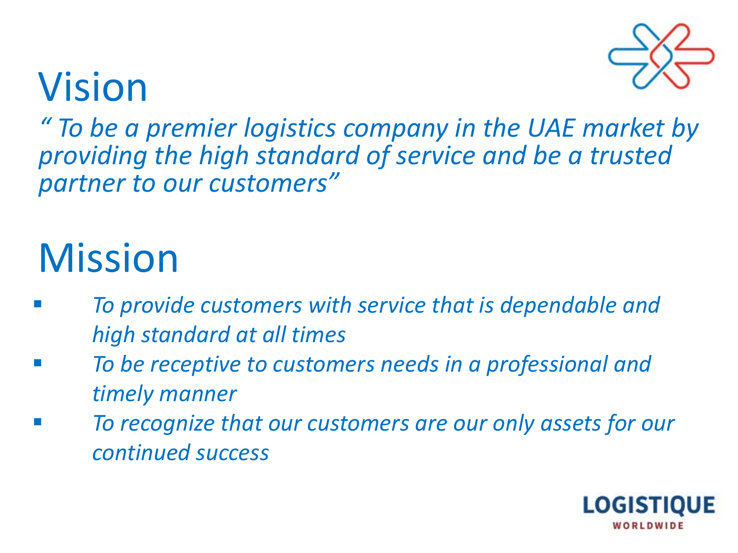# Vision

*" To be a premier logistics company in the UAE market by providing the high standard of service and be a trusted partner to our customers"*

# Mission

- *To provide customers with service that is dependable and high standard at all times*
- *To be receptive to customers needs in a professional and timely manner*
- *To recognize that our customers are our only assets for our continued success*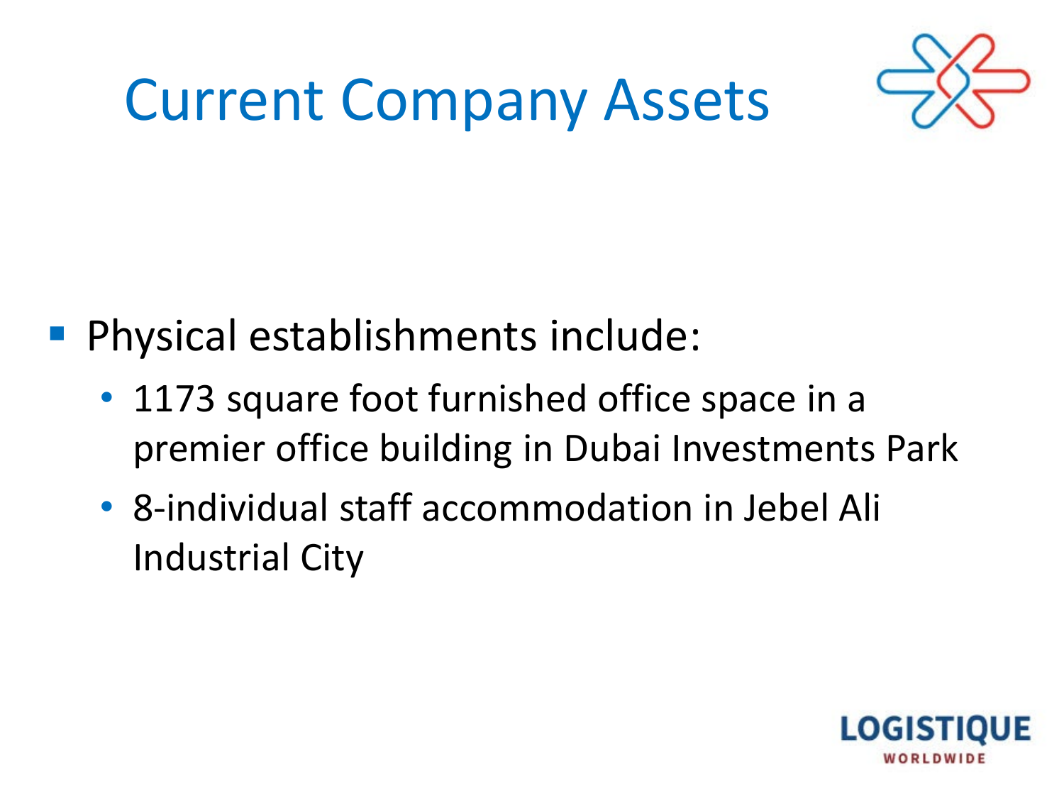# Current Company Assets

- Physical establishments include:
  - 1173 square foot furnished office space in a premier office building in Dubai Investments Park
  - 8-individual staff accommodation in Jebel Ali Industrial City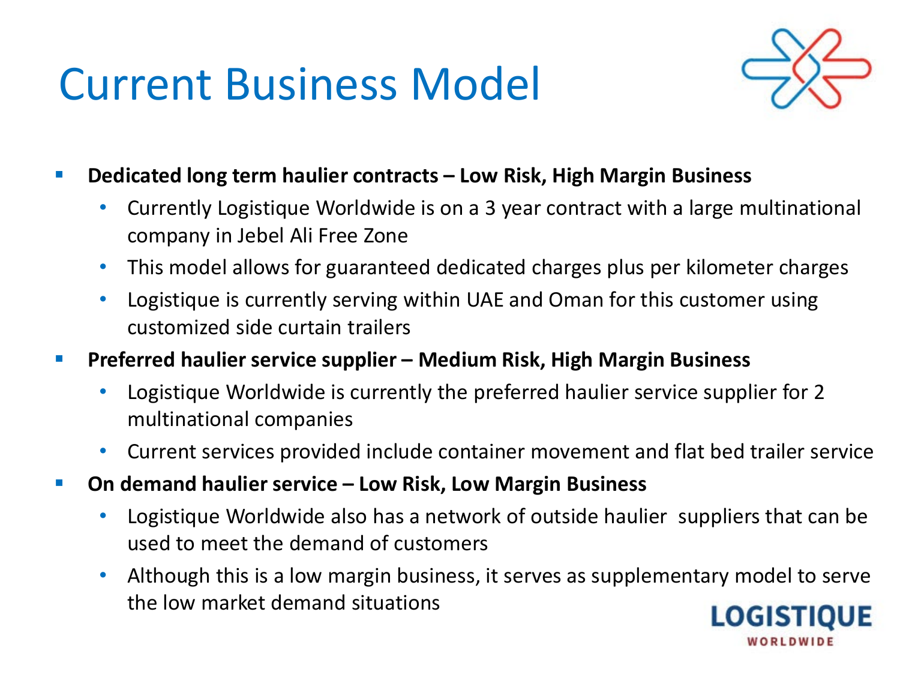# Current Business Model

- **Dedicated long term haulier contracts – Low Risk, High Margin Business**
  - Currently Logistique Worldwide is on a 3 year contract with a large multinational company in Jebel Ali Free Zone
  - This model allows for guaranteed dedicated charges plus per kilometer charges
  - Logistique is currently serving within UAE and Oman for this customer using customized side curtain trailers
- **Preferred haulier service supplier – Medium Risk, High Margin Business**
  - Logistique Worldwide is currently the preferred haulier service supplier for 2 multinational companies
  - Current services provided include container movement and flat bed trailer service
- **On demand haulier service – Low Risk, Low Margin Business**
  - Logistique Worldwide also has a network of outside haulier suppliers that can be used to meet the demand of customers
  - Although this is a low margin business, it serves as supplementary model to serve the low market demand situations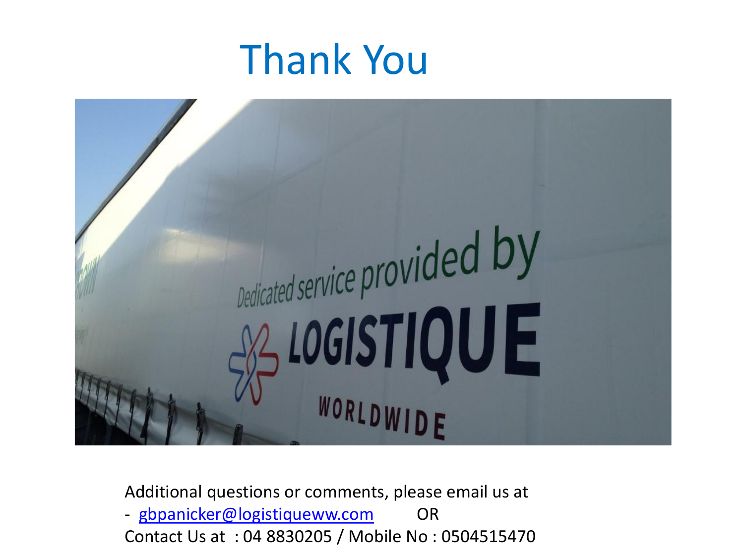# Thank You

Additional questions or comments, please email us at

- [gbpanicker@logistiqueww.com](mailto:gbpanicker@logistiqueww.com) OR

Contact Us at : 04 8830205 / Mobile No : 0504515470